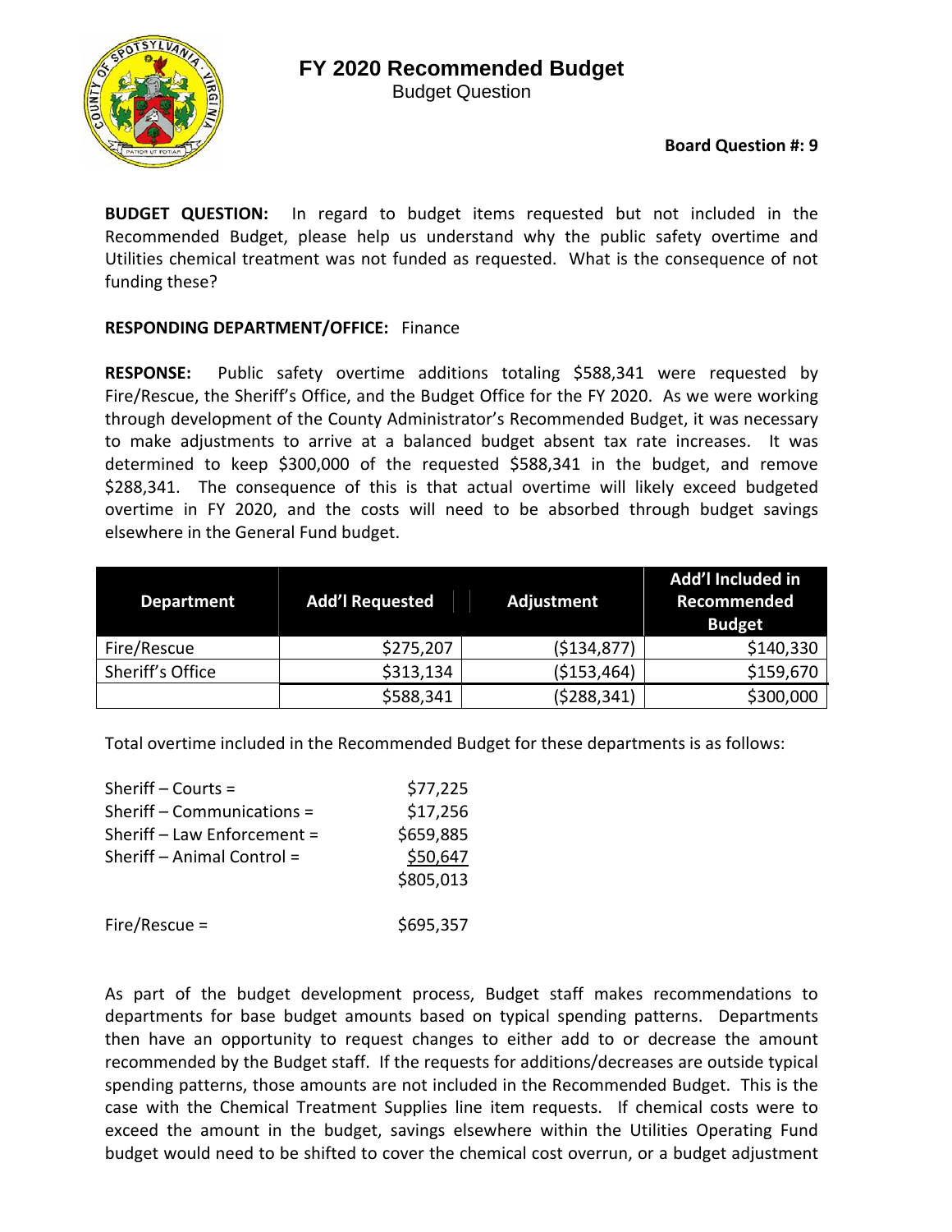# FY 2020 Recommended Budget

Budget Question

**Board Question #: 9**

**BUDGET QUESTION:** In regard to budget items requested but not included in the Recommended Budget, please help us understand why the public safety overtime and Utilities chemical treatment was not funded as requested. What is the consequence of not funding these?

**RESPONDING DEPARTMENT/OFFICE:** Finance

**RESPONSE:** Public safety overtime additions totaling $588,341 were requested by Fire/Rescue, the Sheriff's Office, and the Budget Office for the FY 2020. As we were working through development of the County Administrator's Recommended Budget, it was necessary to make adjustments to arrive at a balanced budget absent tax rate increases. It was determined to keep $300,000 of the requested $588,341 in the budget, and remove $288,341. The consequence of this is that actual overtime will likely exceed budgeted overtime in FY 2020, and the costs will need to be absorbed through budget savings elsewhere in the General Fund budget.

| Department | Add'l Requested | Adjustment | Add'l Included in Recommended Budget |
|---|---|---|---|
| Fire/Rescue | $275,207 | ($134,877) | $140,330 |
| Sheriff's Office | $313,134 | ($153,464) | $159,670 |
| | $588,341 | ($288,341) | $300,000 |

Total overtime included in the Recommended Budget for these departments is as follows:

| | |
|---|---|
| Sheriff – Courts = | $77,225 |
| Sheriff – Communications = | $17,256 |
| Sheriff – Law Enforcement = | $659,885 |
| Sheriff – Animal Control = | $50,647 |
| | $805,013 |
| | |
| Fire/Rescue = | $695,357 |

As part of the budget development process, Budget staff makes recommendations to departments for base budget amounts based on typical spending patterns. Departments then have an opportunity to request changes to either add to or decrease the amount recommended by the Budget staff. If the requests for additions/decreases are outside typical spending patterns, those amounts are not included in the Recommended Budget. This is the case with the Chemical Treatment Supplies line item requests. If chemical costs were to exceed the amount in the budget, savings elsewhere within the Utilities Operating Fund budget would need to be shifted to cover the chemical cost overrun, or a budget adjustment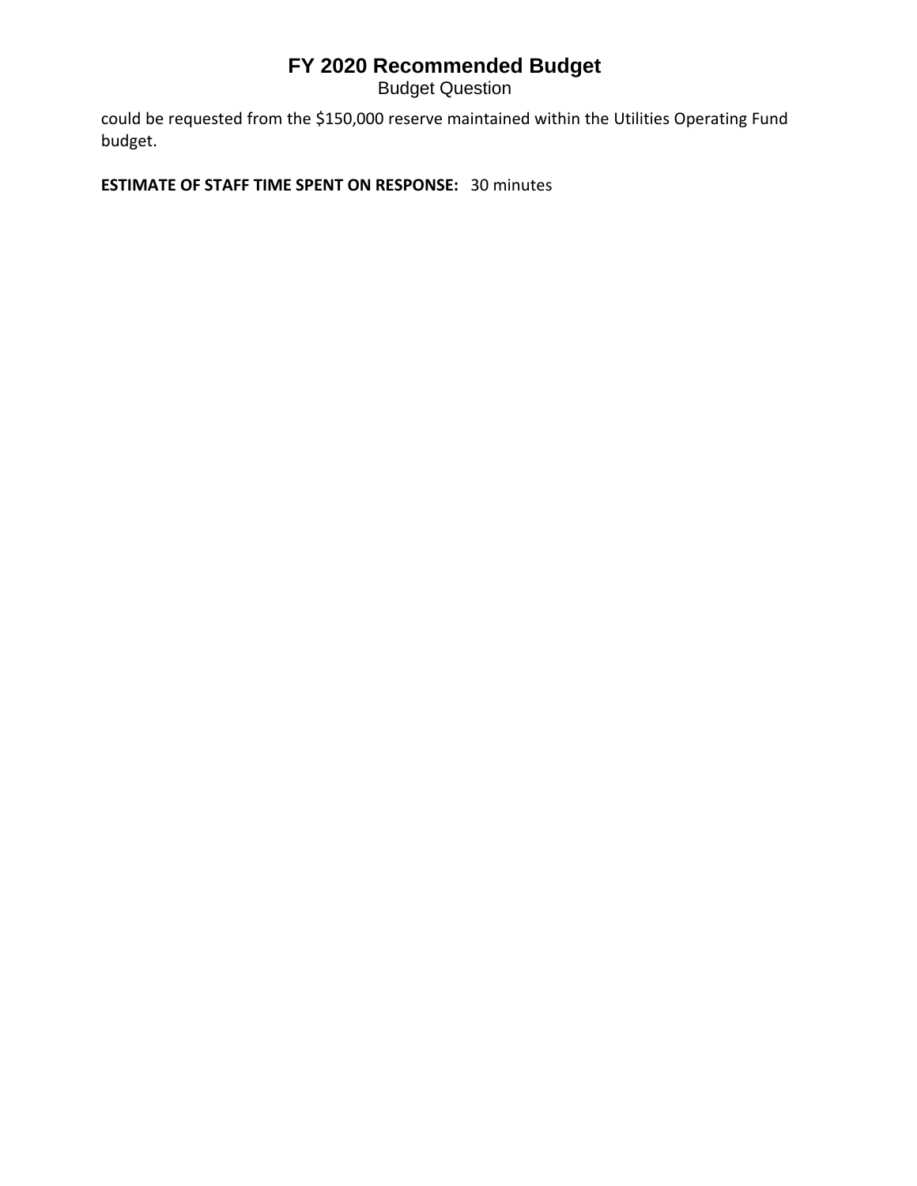could be requested from the $150,000 reserve maintained within the Utilities Operating Fund budget.

**ESTIMATE OF STAFF TIME SPENT ON RESPONSE:** 30 minutes